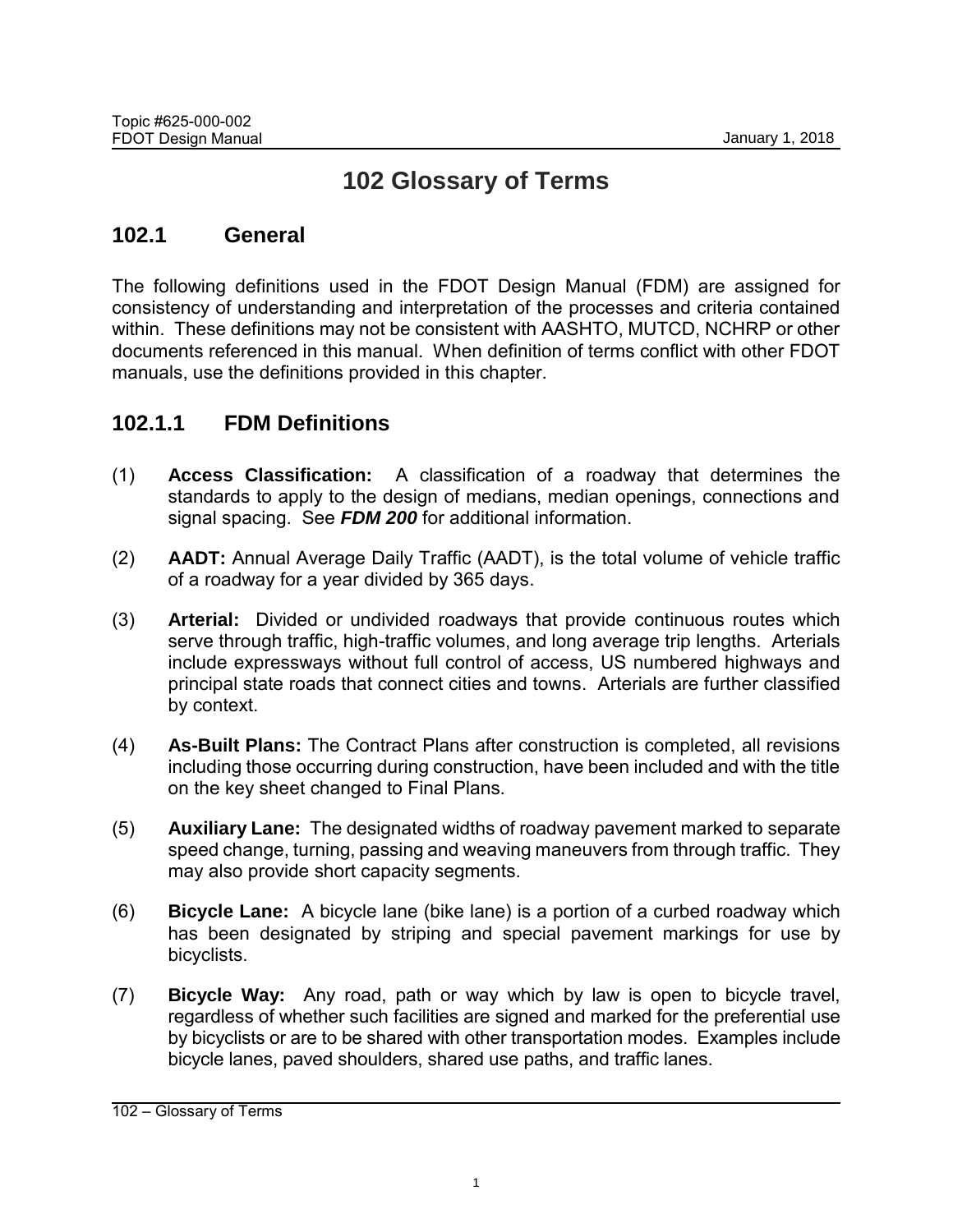# 102 Glossary of Terms

## 102.1 General

The following definitions used in the FDOT Design Manual (FDM) are assigned for consistency of understanding and interpretation of the processes and criteria contained within. These definitions may not be consistent with AASHTO, MUTCD, NCHRP or other documents referenced in this manual. When definition of terms conflict with other FDOT manuals, use the definitions provided in this chapter.

### 102.1.1 FDM Definitions

(1) **Access Classification:** A classification of a roadway that determines the standards to apply to the design of medians, median openings, connections and signal spacing. See ***FDM 200*** for additional information.

(2) **AADT:** Annual Average Daily Traffic (AADT), is the total volume of vehicle traffic of a roadway for a year divided by 365 days.

(3) **Arterial:** Divided or undivided roadways that provide continuous routes which serve through traffic, high-traffic volumes, and long average trip lengths. Arterials include expressways without full control of access, US numbered highways and principal state roads that connect cities and towns. Arterials are further classified by context.

(4) **As-Built Plans:** The Contract Plans after construction is completed, all revisions including those occurring during construction, have been included and with the title on the key sheet changed to Final Plans.

(5) **Auxiliary Lane:** The designated widths of roadway pavement marked to separate speed change, turning, passing and weaving maneuvers from through traffic. They may also provide short capacity segments.

(6) **Bicycle Lane:** A bicycle lane (bike lane) is a portion of a curbed roadway which has been designated by striping and special pavement markings for use by bicyclists.

(7) **Bicycle Way:** Any road, path or way which by law is open to bicycle travel, regardless of whether such facilities are signed and marked for the preferential use by bicyclists or are to be shared with other transportation modes. Examples include bicycle lanes, paved shoulders, shared use paths, and traffic lanes.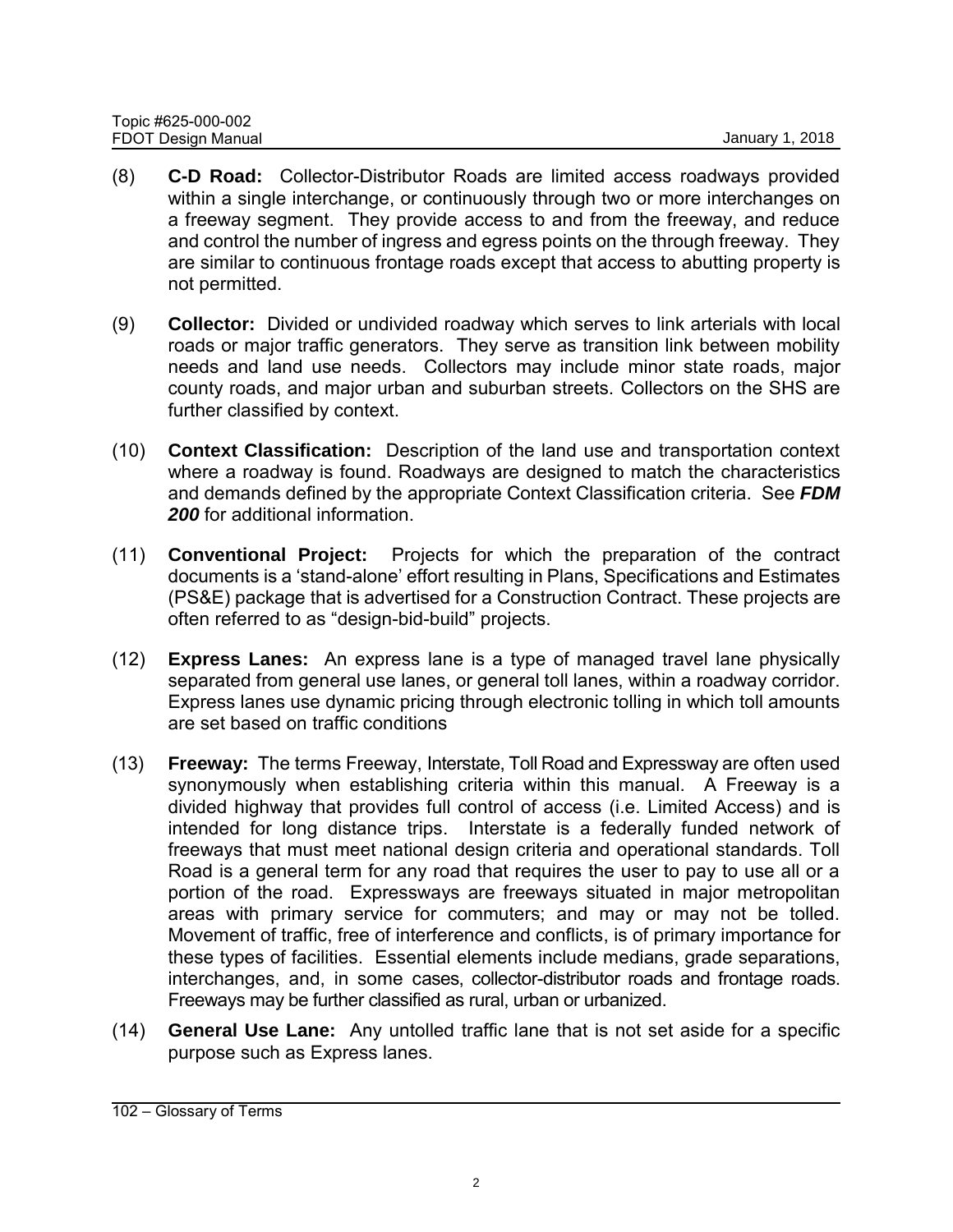(8) **C-D Road:** Collector-Distributor Roads are limited access roadways provided within a single interchange, or continuously through two or more interchanges on a freeway segment. They provide access to and from the freeway, and reduce and control the number of ingress and egress points on the through freeway. They are similar to continuous frontage roads except that access to abutting property is not permitted.

(9) **Collector:** Divided or undivided roadway which serves to link arterials with local roads or major traffic generators. They serve as transition link between mobility needs and land use needs. Collectors may include minor state roads, major county roads, and major urban and suburban streets. Collectors on the SHS are further classified by context.

(10) **Context Classification:** Description of the land use and transportation context where a roadway is found. Roadways are designed to match the characteristics and demands defined by the appropriate Context Classification criteria. See ***FDM 200*** for additional information.

(11) **Conventional Project:** Projects for which the preparation of the contract documents is a 'stand-alone' effort resulting in Plans, Specifications and Estimates (PS&E) package that is advertised for a Construction Contract. These projects are often referred to as "design-bid-build" projects.

(12) **Express Lanes:** An express lane is a type of managed travel lane physically separated from general use lanes, or general toll lanes, within a roadway corridor. Express lanes use dynamic pricing through electronic tolling in which toll amounts are set based on traffic conditions

(13) **Freeway:** The terms Freeway, Interstate, Toll Road and Expressway are often used synonymously when establishing criteria within this manual. A Freeway is a divided highway that provides full control of access (i.e. Limited Access) and is intended for long distance trips. Interstate is a federally funded network of freeways that must meet national design criteria and operational standards. Toll Road is a general term for any road that requires the user to pay to use all or a portion of the road. Expressways are freeways situated in major metropolitan areas with primary service for commuters; and may or may not be tolled. Movement of traffic, free of interference and conflicts, is of primary importance for these types of facilities. Essential elements include medians, grade separations, interchanges, and, in some cases, collector-distributor roads and frontage roads. Freeways may be further classified as rural, urban or urbanized.

(14) **General Use Lane:** Any untolled traffic lane that is not set aside for a specific purpose such as Express lanes.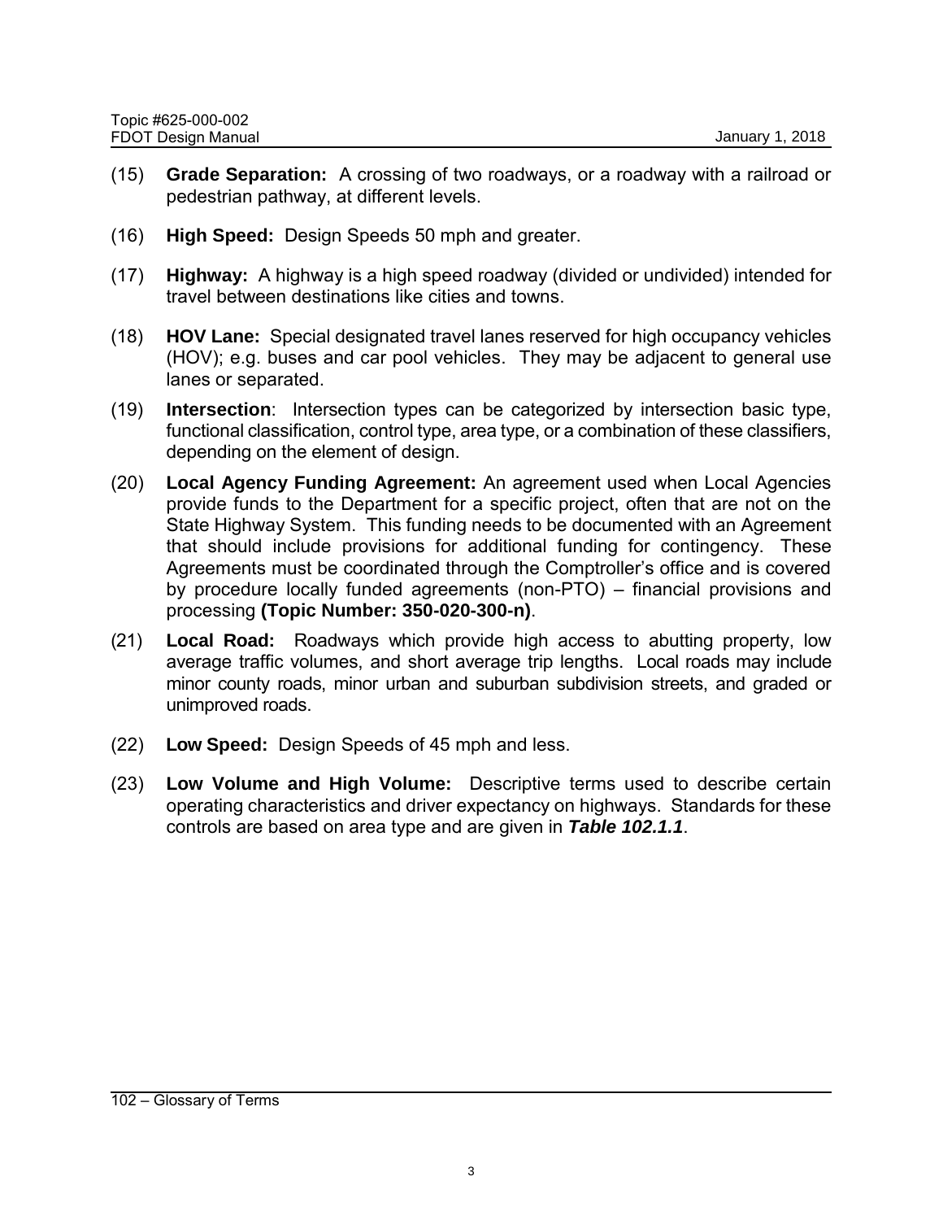(15) **Grade Separation:** A crossing of two roadways, or a roadway with a railroad or pedestrian pathway, at different levels.

(16) **High Speed:** Design Speeds 50 mph and greater.

(17) **Highway:** A highway is a high speed roadway (divided or undivided) intended for travel between destinations like cities and towns.

(18) **HOV Lane:** Special designated travel lanes reserved for high occupancy vehicles (HOV); e.g. buses and car pool vehicles. They may be adjacent to general use lanes or separated.

(19) **Intersection**: Intersection types can be categorized by intersection basic type, functional classification, control type, area type, or a combination of these classifiers, depending on the element of design.

(20) **Local Agency Funding Agreement:** An agreement used when Local Agencies provide funds to the Department for a specific project, often that are not on the State Highway System. This funding needs to be documented with an Agreement that should include provisions for additional funding for contingency. These Agreements must be coordinated through the Comptroller's office and is covered by procedure locally funded agreements (non-PTO) – financial provisions and processing **(Topic Number: 350-020-300-n)**.

(21) **Local Road:** Roadways which provide high access to abutting property, low average traffic volumes, and short average trip lengths. Local roads may include minor county roads, minor urban and suburban subdivision streets, and graded or unimproved roads.

(22) **Low Speed:** Design Speeds of 45 mph and less.

(23) **Low Volume and High Volume:** Descriptive terms used to describe certain operating characteristics and driver expectancy on highways. Standards for these controls are based on area type and are given in ***Table 102.1.1***.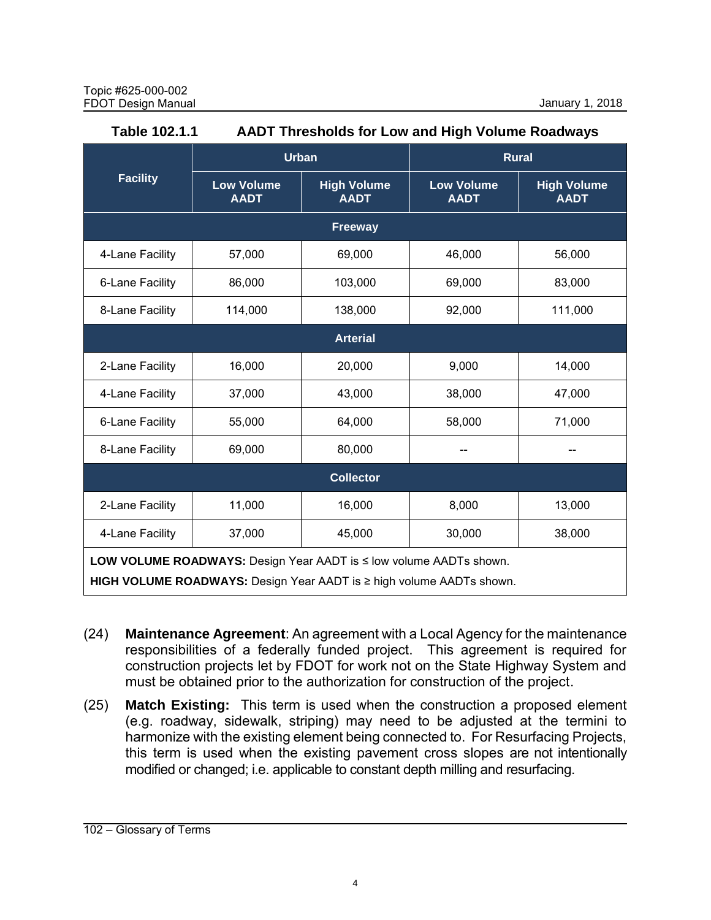**Table 102.1.1 AADT Thresholds for Low and High Volume Roadways**

| Facility | Urban | | Rural | |
|---|---|---|---|---|
| | Low Volume AADT | High Volume AADT | Low Volume AADT | High Volume AADT |
| **Freeway** | | | | |
| 4-Lane Facility | 57,000 | 69,000 | 46,000 | 56,000 |
| 6-Lane Facility | 86,000 | 103,000 | 69,000 | 83,000 |
| 8-Lane Facility | 114,000 | 138,000 | 92,000 | 111,000 |
| **Arterial** | | | | |
| 2-Lane Facility | 16,000 | 20,000 | 9,000 | 14,000 |
| 4-Lane Facility | 37,000 | 43,000 | 38,000 | 47,000 |
| 6-Lane Facility | 55,000 | 64,000 | 58,000 | 71,000 |
| 8-Lane Facility | 69,000 | 80,000 | -- | -- |
| **Collector** | | | | |
| 2-Lane Facility | 11,000 | 16,000 | 8,000 | 13,000 |
| 4-Lane Facility | 37,000 | 45,000 | 30,000 | 38,000 |

**LOW VOLUME ROADWAYS:** Design Year AADT is ≤ low volume AADTs shown.

**HIGH VOLUME ROADWAYS:** Design Year AADT is ≥ high volume AADTs shown.

(24) **Maintenance Agreement**: An agreement with a Local Agency for the maintenance responsibilities of a federally funded project. This agreement is required for construction projects let by FDOT for work not on the State Highway System and must be obtained prior to the authorization for construction of the project.

(25) **Match Existing:** This term is used when the construction a proposed element (e.g. roadway, sidewalk, striping) may need to be adjusted at the termini to harmonize with the existing element being connected to. For Resurfacing Projects, this term is used when the existing pavement cross slopes are not intentionally modified or changed; i.e. applicable to constant depth milling and resurfacing.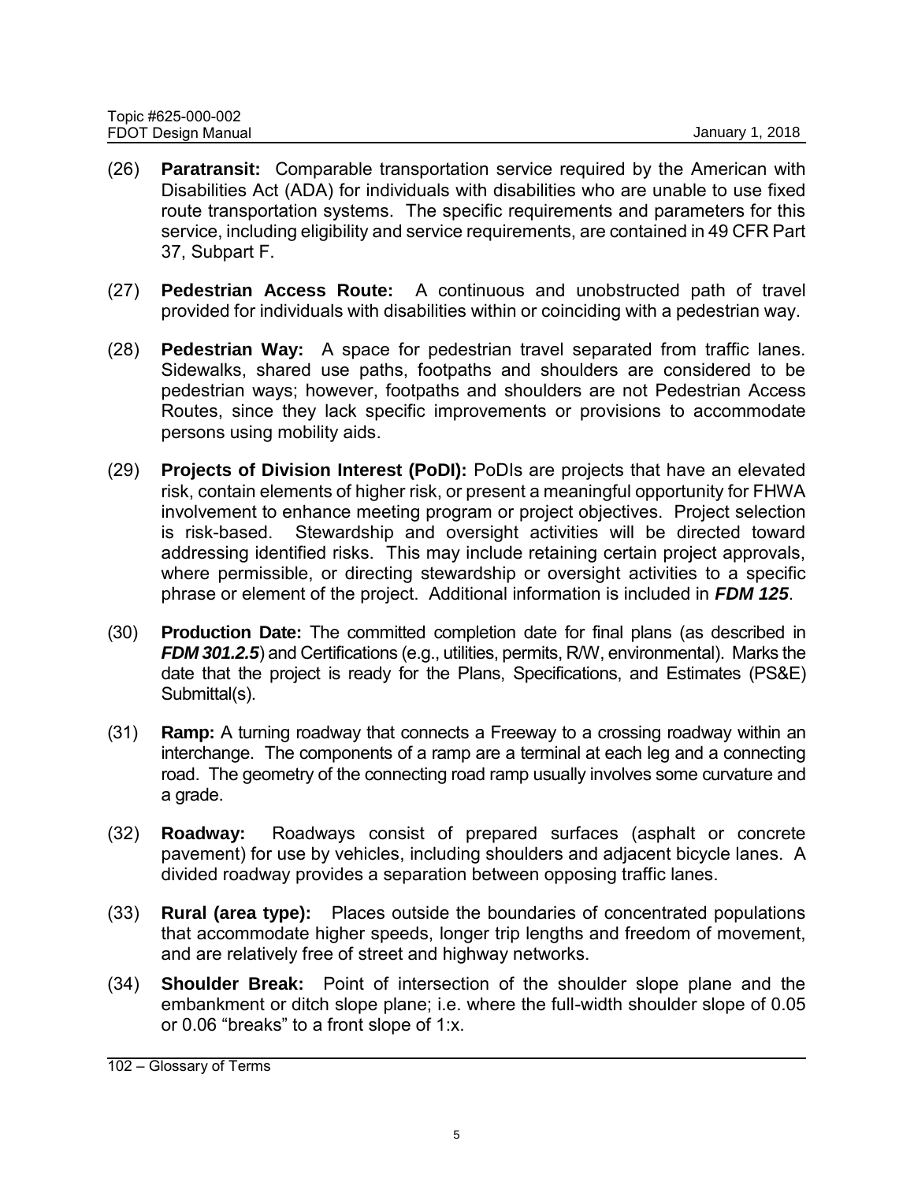(26) **Paratransit:** Comparable transportation service required by the American with Disabilities Act (ADA) for individuals with disabilities who are unable to use fixed route transportation systems. The specific requirements and parameters for this service, including eligibility and service requirements, are contained in 49 CFR Part 37, Subpart F.

(27) **Pedestrian Access Route:** A continuous and unobstructed path of travel provided for individuals with disabilities within or coinciding with a pedestrian way.

(28) **Pedestrian Way:** A space for pedestrian travel separated from traffic lanes. Sidewalks, shared use paths, footpaths and shoulders are considered to be pedestrian ways; however, footpaths and shoulders are not Pedestrian Access Routes, since they lack specific improvements or provisions to accommodate persons using mobility aids.

(29) **Projects of Division Interest (PoDI):** PoDIs are projects that have an elevated risk, contain elements of higher risk, or present a meaningful opportunity for FHWA involvement to enhance meeting program or project objectives. Project selection is risk-based. Stewardship and oversight activities will be directed toward addressing identified risks. This may include retaining certain project approvals, where permissible, or directing stewardship or oversight activities to a specific phrase or element of the project. Additional information is included in ***FDM 125***.

(30) **Production Date:** The committed completion date for final plans (as described in ***FDM 301.2.5***) and Certifications (e.g., utilities, permits, R/W, environmental). Marks the date that the project is ready for the Plans, Specifications, and Estimates (PS&E) Submittal(s).

(31) **Ramp:** A turning roadway that connects a Freeway to a crossing roadway within an interchange. The components of a ramp are a terminal at each leg and a connecting road. The geometry of the connecting road ramp usually involves some curvature and a grade.

(32) **Roadway:** Roadways consist of prepared surfaces (asphalt or concrete pavement) for use by vehicles, including shoulders and adjacent bicycle lanes. A divided roadway provides a separation between opposing traffic lanes.

(33) **Rural (area type):** Places outside the boundaries of concentrated populations that accommodate higher speeds, longer trip lengths and freedom of movement, and are relatively free of street and highway networks.

(34) **Shoulder Break:** Point of intersection of the shoulder slope plane and the embankment or ditch slope plane; i.e. where the full-width shoulder slope of 0.05 or 0.06 "breaks" to a front slope of 1:x.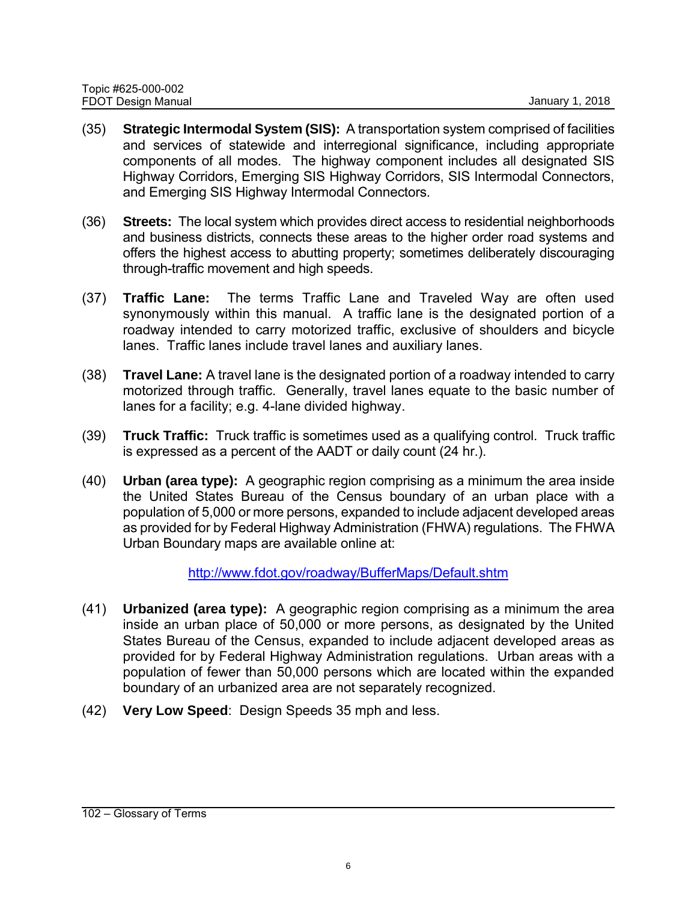(35) **Strategic Intermodal System (SIS):** A transportation system comprised of facilities and services of statewide and interregional significance, including appropriate components of all modes. The highway component includes all designated SIS Highway Corridors, Emerging SIS Highway Corridors, SIS Intermodal Connectors, and Emerging SIS Highway Intermodal Connectors.

(36) **Streets:** The local system which provides direct access to residential neighborhoods and business districts, connects these areas to the higher order road systems and offers the highest access to abutting property; sometimes deliberately discouraging through-traffic movement and high speeds.

(37) **Traffic Lane:** The terms Traffic Lane and Traveled Way are often used synonymously within this manual. A traffic lane is the designated portion of a roadway intended to carry motorized traffic, exclusive of shoulders and bicycle lanes. Traffic lanes include travel lanes and auxiliary lanes.

(38) **Travel Lane:** A travel lane is the designated portion of a roadway intended to carry motorized through traffic. Generally, travel lanes equate to the basic number of lanes for a facility; e.g. 4-lane divided highway.

(39) **Truck Traffic:** Truck traffic is sometimes used as a qualifying control. Truck traffic is expressed as a percent of the AADT or daily count (24 hr.).

(40) **Urban (area type):** A geographic region comprising as a minimum the area inside the United States Bureau of the Census boundary of an urban place with a population of 5,000 or more persons, expanded to include adjacent developed areas as provided for by Federal Highway Administration (FHWA) regulations. The FHWA Urban Boundary maps are available online at:

http://www.fdot.gov/roadway/BufferMaps/Default.shtm

(41) **Urbanized (area type):** A geographic region comprising as a minimum the area inside an urban place of 50,000 or more persons, as designated by the United States Bureau of the Census, expanded to include adjacent developed areas as provided for by Federal Highway Administration regulations. Urban areas with a population of fewer than 50,000 persons which are located within the expanded boundary of an urbanized area are not separately recognized.

(42) **Very Low Speed**: Design Speeds 35 mph and less.